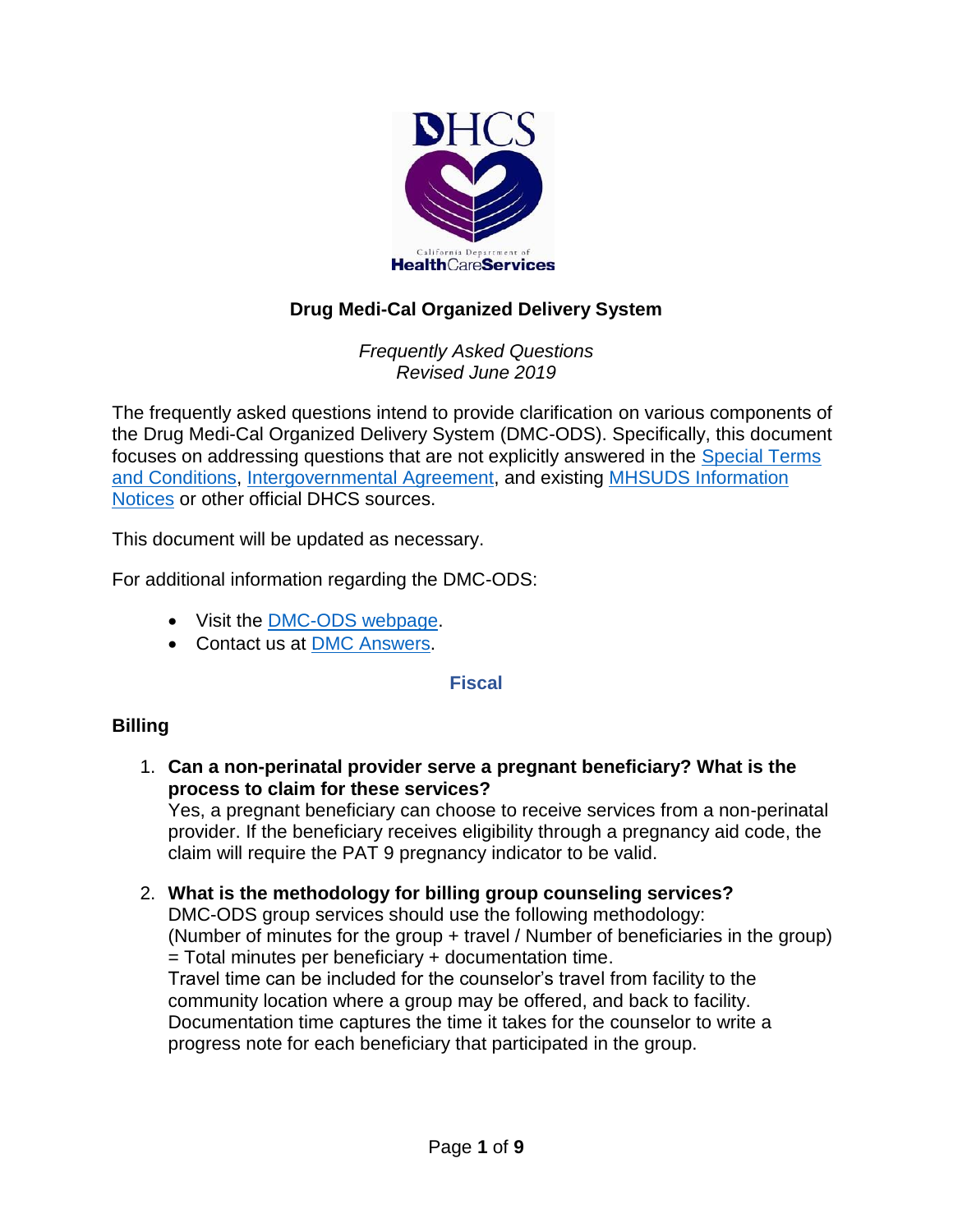DHCS
California Department of
HealthCareServices

# Drug Medi-Cal Organized Delivery System

*Frequently Asked Questions*
*Revised June 2019*

The frequently asked questions intend to provide clarification on various components of the Drug Medi-Cal Organized Delivery System (DMC-ODS). Specifically, this document focuses on addressing questions that are not explicitly answered in the Special Terms and Conditions, Intergovernmental Agreement, and existing MHSUDS Information Notices or other official DHCS sources.

This document will be updated as necessary.

For additional information regarding the DMC-ODS:

- Visit the DMC-ODS webpage.
- Contact us at DMC Answers.

## Fiscal

### Billing

1. **Can a non-perinatal provider serve a pregnant beneficiary? What is the process to claim for these services?**
   Yes, a pregnant beneficiary can choose to receive services from a non-perinatal provider. If the beneficiary receives eligibility through a pregnancy aid code, the claim will require the PAT 9 pregnancy indicator to be valid.

2. **What is the methodology for billing group counseling services?**
   DMC-ODS group services should use the following methodology:
   (Number of minutes for the group + travel / Number of beneficiaries in the group) = Total minutes per beneficiary + documentation time.
   Travel time can be included for the counselor's travel from facility to the community location where a group may be offered, and back to facility. Documentation time captures the time it takes for the counselor to write a progress note for each beneficiary that participated in the group.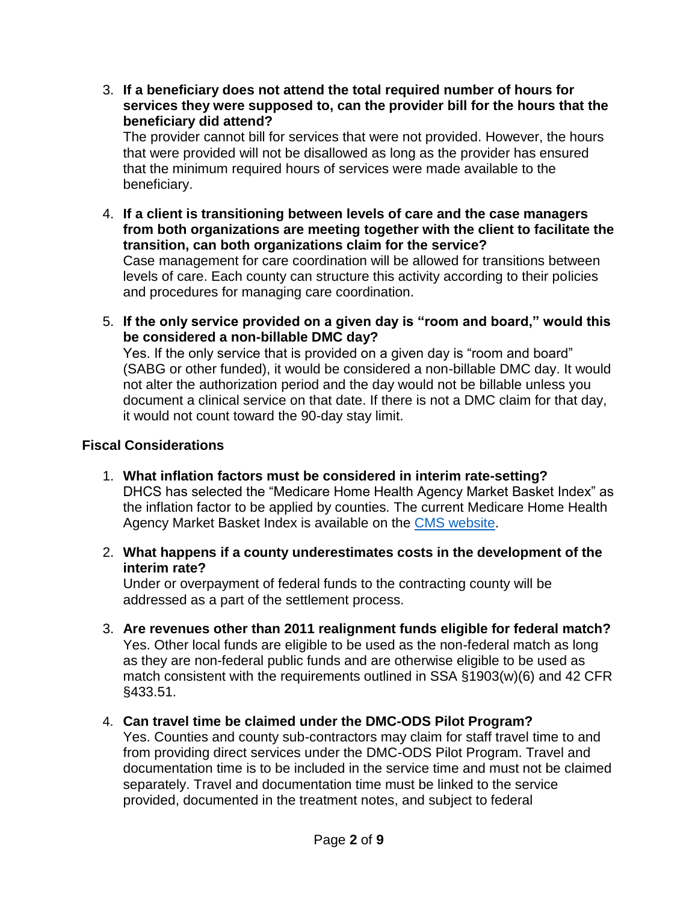3. **If a beneficiary does not attend the total required number of hours for services they were supposed to, can the provider bill for the hours that the beneficiary did attend?**
   The provider cannot bill for services that were not provided. However, the hours that were provided will not be disallowed as long as the provider has ensured that the minimum required hours of services were made available to the beneficiary.

4. **If a client is transitioning between levels of care and the case managers from both organizations are meeting together with the client to facilitate the transition, can both organizations claim for the service?**
   Case management for care coordination will be allowed for transitions between levels of care. Each county can structure this activity according to their policies and procedures for managing care coordination.

5. **If the only service provided on a given day is "room and board," would this be considered a non-billable DMC day?**
   Yes. If the only service that is provided on a given day is "room and board" (SABG or other funded), it would be considered a non-billable DMC day. It would not alter the authorization period and the day would not be billable unless you document a clinical service on that date. If there is not a DMC claim for that day, it would not count toward the 90-day stay limit.

## Fiscal Considerations

1. **What inflation factors must be considered in interim rate-setting?**
   DHCS has selected the "Medicare Home Health Agency Market Basket Index" as the inflation factor to be applied by counties. The current Medicare Home Health Agency Market Basket Index is available on the CMS website.

2. **What happens if a county underestimates costs in the development of the interim rate?**
   Under or overpayment of federal funds to the contracting county will be addressed as a part of the settlement process.

3. **Are revenues other than 2011 realignment funds eligible for federal match?**
   Yes. Other local funds are eligible to be used as the non-federal match as long as they are non-federal public funds and are otherwise eligible to be used as match consistent with the requirements outlined in SSA §1903(w)(6) and 42 CFR §433.51.

4. **Can travel time be claimed under the DMC-ODS Pilot Program?**
   Yes. Counties and county sub-contractors may claim for staff travel time to and from providing direct services under the DMC-ODS Pilot Program. Travel and documentation time is to be included in the service time and must not be claimed separately. Travel and documentation time must be linked to the service provided, documented in the treatment notes, and subject to federal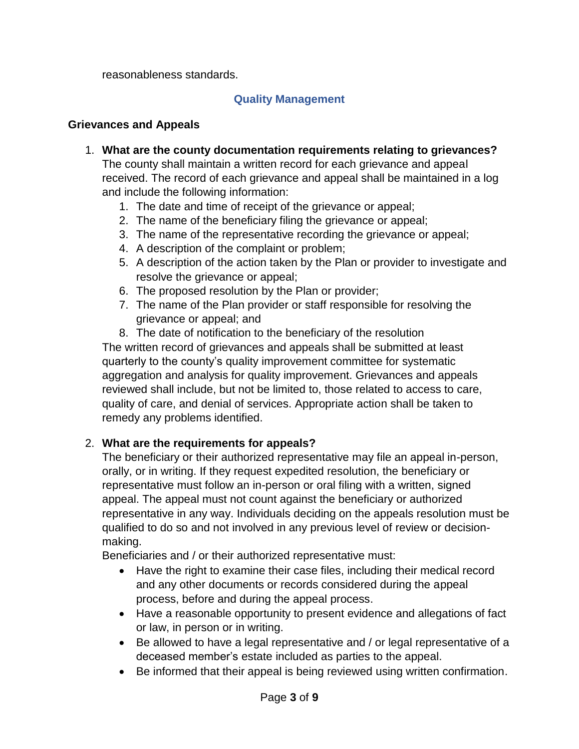reasonableness standards.

## Quality Management

### Grievances and Appeals

1. **What are the county documentation requirements relating to grievances?**
   The county shall maintain a written record for each grievance and appeal received. The record of each grievance and appeal shall be maintained in a log and include the following information:
    1. The date and time of receipt of the grievance or appeal;
    2. The name of the beneficiary filing the grievance or appeal;
    3. The name of the representative recording the grievance or appeal;
    4. A description of the complaint or problem;
    5. A description of the action taken by the Plan or provider to investigate and resolve the grievance or appeal;
    6. The proposed resolution by the Plan or provider;
    7. The name of the Plan provider or staff responsible for resolving the grievance or appeal; and
    8. The date of notification to the beneficiary of the resolution

   The written record of grievances and appeals shall be submitted at least quarterly to the county's quality improvement committee for systematic aggregation and analysis for quality improvement. Grievances and appeals reviewed shall include, but not be limited to, those related to access to care, quality of care, and denial of services. Appropriate action shall be taken to remedy any problems identified.

2. **What are the requirements for appeals?**
   The beneficiary or their authorized representative may file an appeal in-person, orally, or in writing. If they request expedited resolution, the beneficiary or representative must follow an in-person or oral filing with a written, signed appeal. The appeal must not count against the beneficiary or authorized representative in any way. Individuals deciding on the appeals resolution must be qualified to do so and not involved in any previous level of review or decision-making.
   Beneficiaries and / or their authorized representative must:
    - Have the right to examine their case files, including their medical record and any other documents or records considered during the appeal process, before and during the appeal process.
    - Have a reasonable opportunity to present evidence and allegations of fact or law, in person or in writing.
    - Be allowed to have a legal representative and / or legal representative of a deceased member's estate included as parties to the appeal.
    - Be informed that their appeal is being reviewed using written confirmation.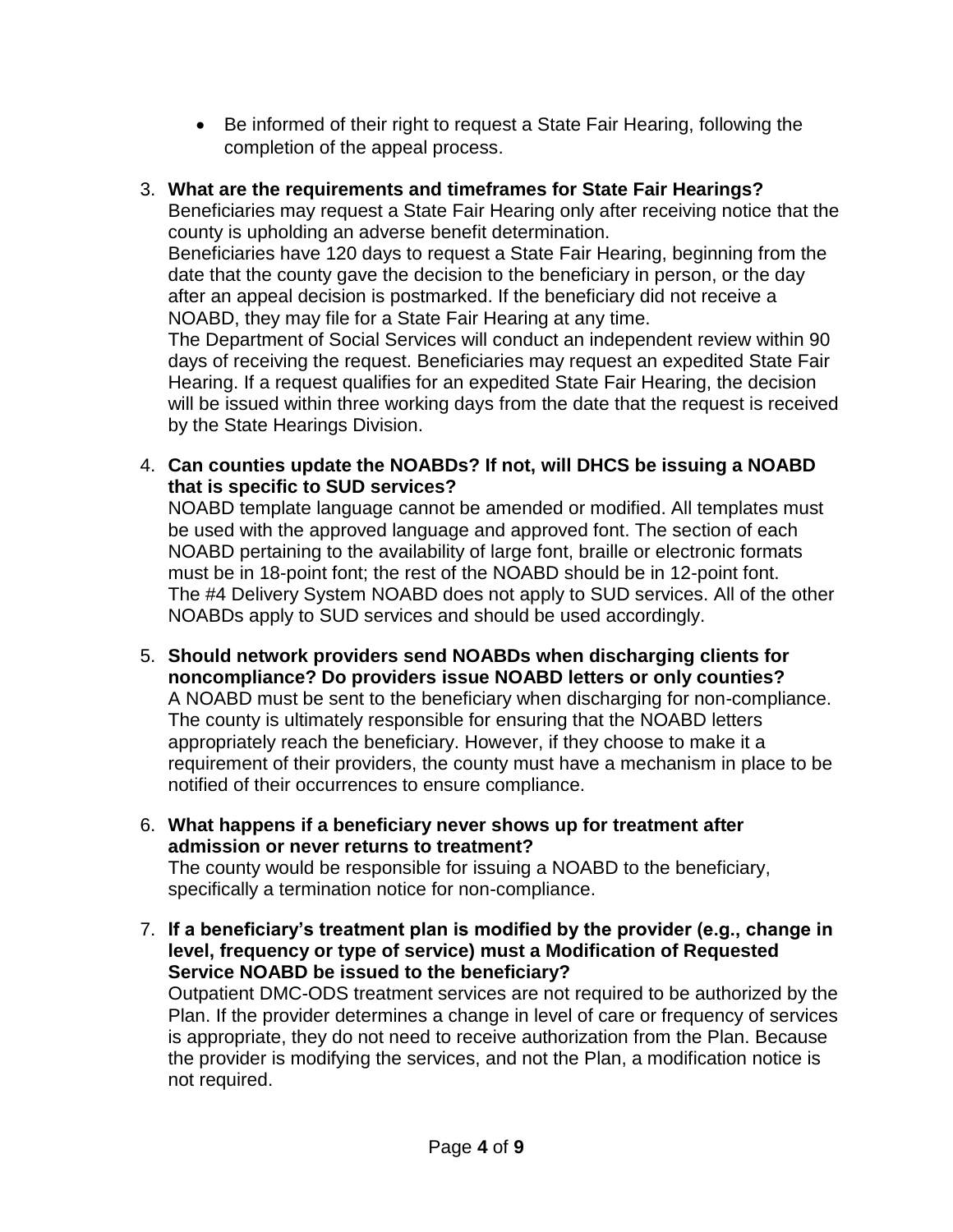- Be informed of their right to request a State Fair Hearing, following the completion of the appeal process.

3. **What are the requirements and timeframes for State Fair Hearings?**
   Beneficiaries may request a State Fair Hearing only after receiving notice that the county is upholding an adverse benefit determination.
   Beneficiaries have 120 days to request a State Fair Hearing, beginning from the date that the county gave the decision to the beneficiary in person, or the day after an appeal decision is postmarked. If the beneficiary did not receive a NOABD, they may file for a State Fair Hearing at any time.
   The Department of Social Services will conduct an independent review within 90 days of receiving the request. Beneficiaries may request an expedited State Fair Hearing. If a request qualifies for an expedited State Fair Hearing, the decision will be issued within three working days from the date that the request is received by the State Hearings Division.

4. **Can counties update the NOABDs? If not, will DHCS be issuing a NOABD that is specific to SUD services?**
   NOABD template language cannot be amended or modified. All templates must be used with the approved language and approved font. The section of each NOABD pertaining to the availability of large font, braille or electronic formats must be in 18-point font; the rest of the NOABD should be in 12-point font.
   The #4 Delivery System NOABD does not apply to SUD services. All of the other NOABDs apply to SUD services and should be used accordingly.

5. **Should network providers send NOABDs when discharging clients for noncompliance? Do providers issue NOABD letters or only counties?**
   A NOABD must be sent to the beneficiary when discharging for non-compliance. The county is ultimately responsible for ensuring that the NOABD letters appropriately reach the beneficiary. However, if they choose to make it a requirement of their providers, the county must have a mechanism in place to be notified of their occurrences to ensure compliance.

6. **What happens if a beneficiary never shows up for treatment after admission or never returns to treatment?**
   The county would be responsible for issuing a NOABD to the beneficiary, specifically a termination notice for non-compliance.

7. **If a beneficiary's treatment plan is modified by the provider (e.g., change in level, frequency or type of service) must a Modification of Requested Service NOABD be issued to the beneficiary?**
   Outpatient DMC-ODS treatment services are not required to be authorized by the Plan. If the provider determines a change in level of care or frequency of services is appropriate, they do not need to receive authorization from the Plan. Because the provider is modifying the services, and not the Plan, a modification notice is not required.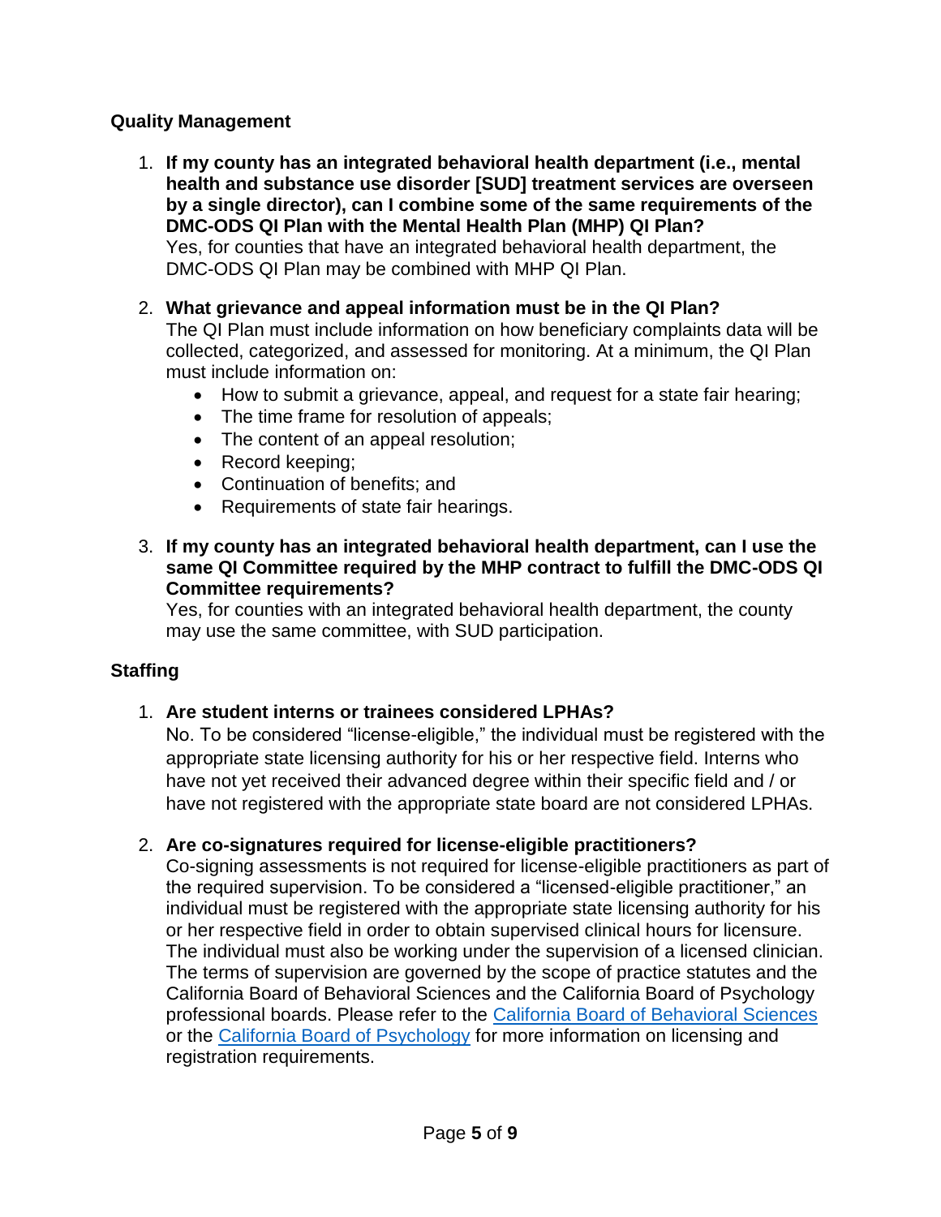## Quality Management

1. **If my county has an integrated behavioral health department (i.e., mental health and substance use disorder [SUD] treatment services are overseen by a single director), can I combine some of the same requirements of the DMC-ODS QI Plan with the Mental Health Plan (MHP) QI Plan?**
   Yes, for counties that have an integrated behavioral health department, the DMC-ODS QI Plan may be combined with MHP QI Plan.

2. **What grievance and appeal information must be in the QI Plan?**
   The QI Plan must include information on how beneficiary complaints data will be collected, categorized, and assessed for monitoring. At a minimum, the QI Plan must include information on:
   - How to submit a grievance, appeal, and request for a state fair hearing;
   - The time frame for resolution of appeals;
   - The content of an appeal resolution;
   - Record keeping;
   - Continuation of benefits; and
   - Requirements of state fair hearings.

3. **If my county has an integrated behavioral health department, can I use the same QI Committee required by the MHP contract to fulfill the DMC-ODS QI Committee requirements?**
   Yes, for counties with an integrated behavioral health department, the county may use the same committee, with SUD participation.

## Staffing

1. **Are student interns or trainees considered LPHAs?**
   No. To be considered "license-eligible," the individual must be registered with the appropriate state licensing authority for his or her respective field. Interns who have not yet received their advanced degree within their specific field and / or have not registered with the appropriate state board are not considered LPHAs.

2. **Are co-signatures required for license-eligible practitioners?**
   Co-signing assessments is not required for license-eligible practitioners as part of the required supervision. To be considered a "licensed-eligible practitioner," an individual must be registered with the appropriate state licensing authority for his or her respective field in order to obtain supervised clinical hours for licensure. The individual must also be working under the supervision of a licensed clinician. The terms of supervision are governed by the scope of practice statutes and the California Board of Behavioral Sciences and the California Board of Psychology professional boards. Please refer to the California Board of Behavioral Sciences or the California Board of Psychology for more information on licensing and registration requirements.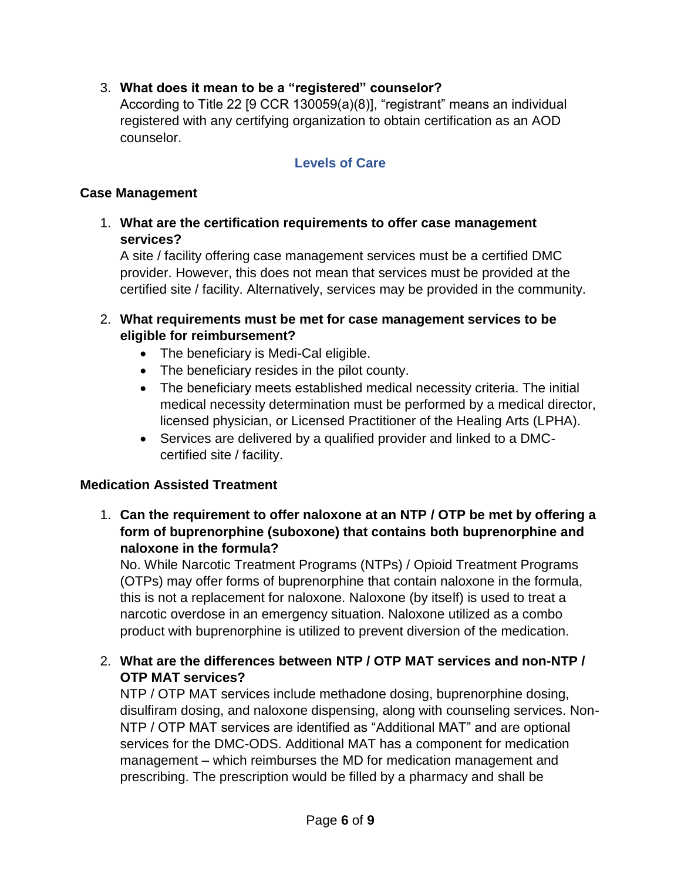3. **What does it mean to be a "registered" counselor?**
   According to Title 22 [9 CCR 130059(a)(8)], "registrant" means an individual registered with any certifying organization to obtain certification as an AOD counselor.

## Levels of Care

### Case Management

1. **What are the certification requirements to offer case management services?**
   A site / facility offering case management services must be a certified DMC provider. However, this does not mean that services must be provided at the certified site / facility. Alternatively, services may be provided in the community.

2. **What requirements must be met for case management services to be eligible for reimbursement?**
   - The beneficiary is Medi-Cal eligible.
   - The beneficiary resides in the pilot county.
   - The beneficiary meets established medical necessity criteria. The initial medical necessity determination must be performed by a medical director, licensed physician, or Licensed Practitioner of the Healing Arts (LPHA).
   - Services are delivered by a qualified provider and linked to a DMC-certified site / facility.

### Medication Assisted Treatment

1. **Can the requirement to offer naloxone at an NTP / OTP be met by offering a form of buprenorphine (suboxone) that contains both buprenorphine and naloxone in the formula?**
   No. While Narcotic Treatment Programs (NTPs) / Opioid Treatment Programs (OTPs) may offer forms of buprenorphine that contain naloxone in the formula, this is not a replacement for naloxone. Naloxone (by itself) is used to treat a narcotic overdose in an emergency situation. Naloxone utilized as a combo product with buprenorphine is utilized to prevent diversion of the medication.

2. **What are the differences between NTP / OTP MAT services and non-NTP / OTP MAT services?**
   NTP / OTP MAT services include methadone dosing, buprenorphine dosing, disulfiram dosing, and naloxone dispensing, along with counseling services. Non-NTP / OTP MAT services are identified as "Additional MAT" and are optional services for the DMC-ODS. Additional MAT has a component for medication management – which reimburses the MD for medication management and prescribing. The prescription would be filled by a pharmacy and shall be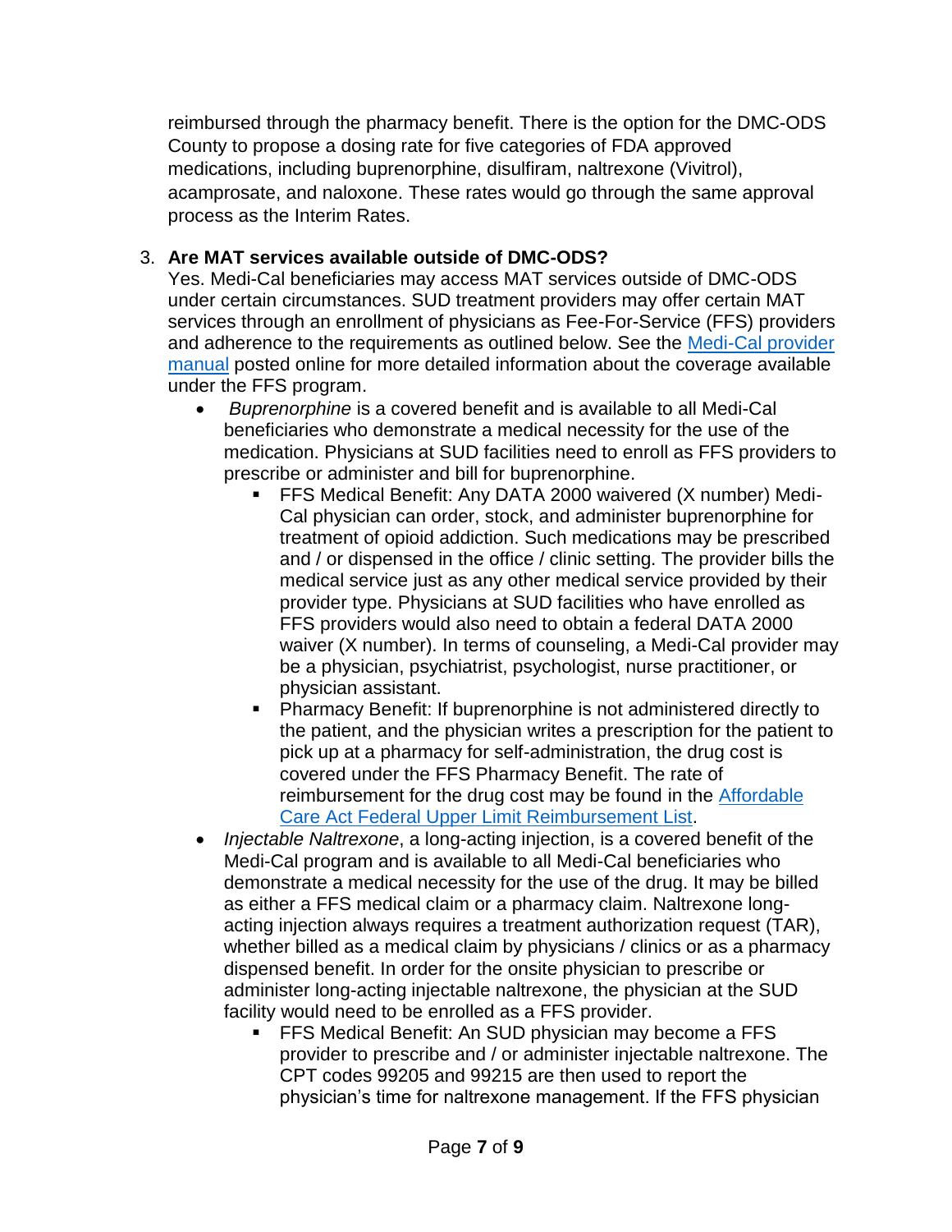reimbursed through the pharmacy benefit. There is the option for the DMC-ODS County to propose a dosing rate for five categories of FDA approved medications, including buprenorphine, disulfiram, naltrexone (Vivitrol), acamprosate, and naloxone. These rates would go through the same approval process as the Interim Rates.

3. **Are MAT services available outside of DMC-ODS?**
   Yes. Medi-Cal beneficiaries may access MAT services outside of DMC-ODS under certain circumstances. SUD treatment providers may offer certain MAT services through an enrollment of physicians as Fee-For-Service (FFS) providers and adherence to the requirements as outlined below. See the [Medi-Cal provider manual]() posted online for more detailed information about the coverage available under the FFS program.
   - *Buprenorphine* is a covered benefit and is available to all Medi-Cal beneficiaries who demonstrate a medical necessity for the use of the medication. Physicians at SUD facilities need to enroll as FFS providers to prescribe or administer and bill for buprenorphine.
     - FFS Medical Benefit: Any DATA 2000 waivered (X number) Medi-Cal physician can order, stock, and administer buprenorphine for treatment of opioid addiction. Such medications may be prescribed and / or dispensed in the office / clinic setting. The provider bills the medical service just as any other medical service provided by their provider type. Physicians at SUD facilities who have enrolled as FFS providers would also need to obtain a federal DATA 2000 waiver (X number). In terms of counseling, a Medi-Cal provider may be a physician, psychiatrist, psychologist, nurse practitioner, or physician assistant.
     - Pharmacy Benefit: If buprenorphine is not administered directly to the patient, and the physician writes a prescription for the patient to pick up at a pharmacy for self-administration, the drug cost is covered under the FFS Pharmacy Benefit. The rate of reimbursement for the drug cost may be found in the [Affordable Care Act Federal Upper Limit Reimbursement List]().
   - *Injectable Naltrexone*, a long-acting injection, is a covered benefit of the Medi-Cal program and is available to all Medi-Cal beneficiaries who demonstrate a medical necessity for the use of the drug. It may be billed as either a FFS medical claim or a pharmacy claim. Naltrexone long-acting injection always requires a treatment authorization request (TAR), whether billed as a medical claim by physicians / clinics or as a pharmacy dispensed benefit. In order for the onsite physician to prescribe or administer long-acting injectable naltrexone, the physician at the SUD facility would need to be enrolled as a FFS provider.
     - FFS Medical Benefit: An SUD physician may become a FFS provider to prescribe and / or administer injectable naltrexone. The CPT codes 99205 and 99215 are then used to report the physician's time for naltrexone management. If the FFS physician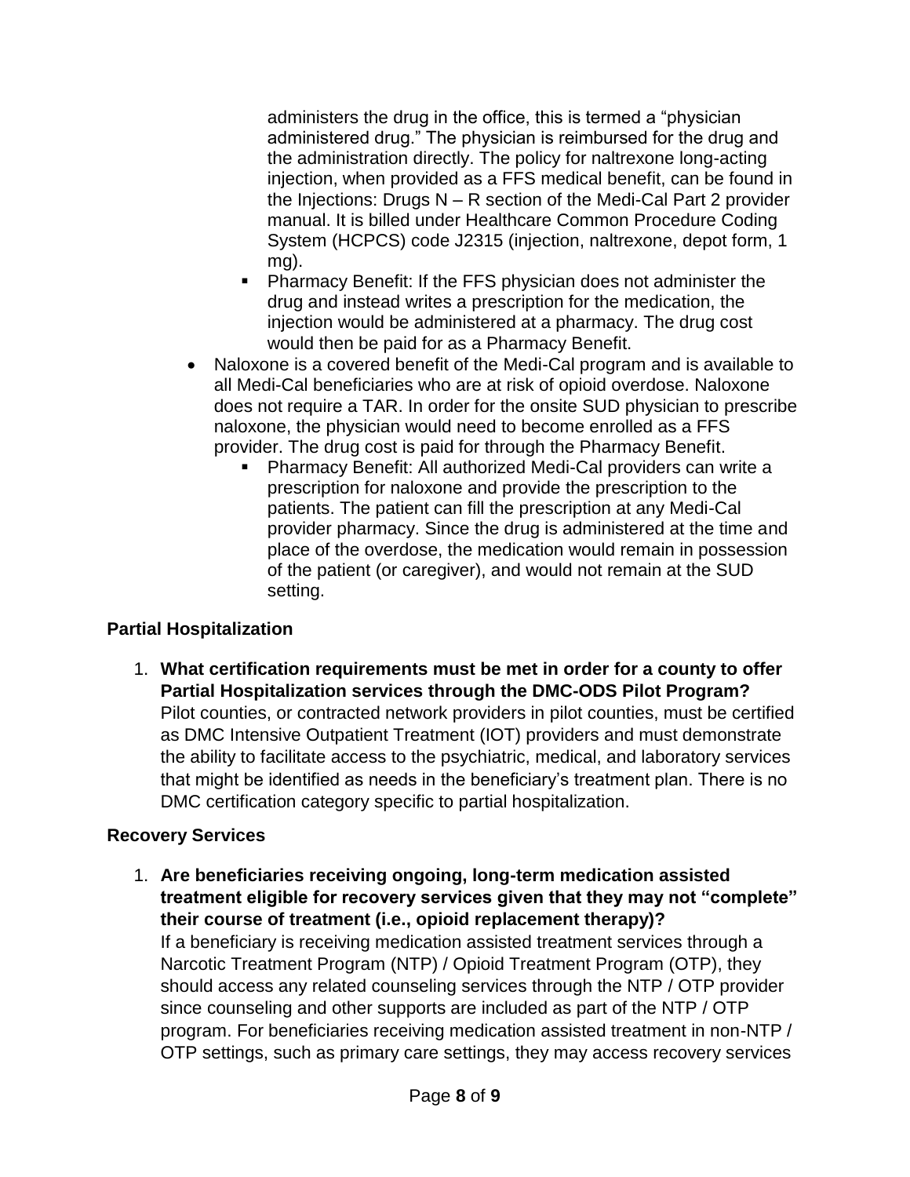administers the drug in the office, this is termed a "physician administered drug." The physician is reimbursed for the drug and the administration directly. The policy for naltrexone long-acting injection, when provided as a FFS medical benefit, can be found in the Injections: Drugs N – R section of the Medi-Cal Part 2 provider manual. It is billed under Healthcare Common Procedure Coding System (HCPCS) code J2315 (injection, naltrexone, depot form, 1 mg).

    - Pharmacy Benefit: If the FFS physician does not administer the drug and instead writes a prescription for the medication, the injection would be administered at a pharmacy. The drug cost would then be paid for as a Pharmacy Benefit.

- Naloxone is a covered benefit of the Medi-Cal program and is available to all Medi-Cal beneficiaries who are at risk of opioid overdose. Naloxone does not require a TAR. In order for the onsite SUD physician to prescribe naloxone, the physician would need to become enrolled as a FFS provider. The drug cost is paid for through the Pharmacy Benefit.
    - Pharmacy Benefit: All authorized Medi-Cal providers can write a prescription for naloxone and provide the prescription to the patients. The patient can fill the prescription at any Medi-Cal provider pharmacy. Since the drug is administered at the time and place of the overdose, the medication would remain in possession of the patient (or caregiver), and would not remain at the SUD setting.

**Partial Hospitalization**

1. **What certification requirements must be met in order for a county to offer Partial Hospitalization services through the DMC-ODS Pilot Program?**
   Pilot counties, or contracted network providers in pilot counties, must be certified as DMC Intensive Outpatient Treatment (IOT) providers and must demonstrate the ability to facilitate access to the psychiatric, medical, and laboratory services that might be identified as needs in the beneficiary's treatment plan. There is no DMC certification category specific to partial hospitalization.

**Recovery Services**

1. **Are beneficiaries receiving ongoing, long-term medication assisted treatment eligible for recovery services given that they may not "complete" their course of treatment (i.e., opioid replacement therapy)?**
   If a beneficiary is receiving medication assisted treatment services through a Narcotic Treatment Program (NTP) / Opioid Treatment Program (OTP), they should access any related counseling services through the NTP / OTP provider since counseling and other supports are included as part of the NTP / OTP program. For beneficiaries receiving medication assisted treatment in non-NTP / OTP settings, such as primary care settings, they may access recovery services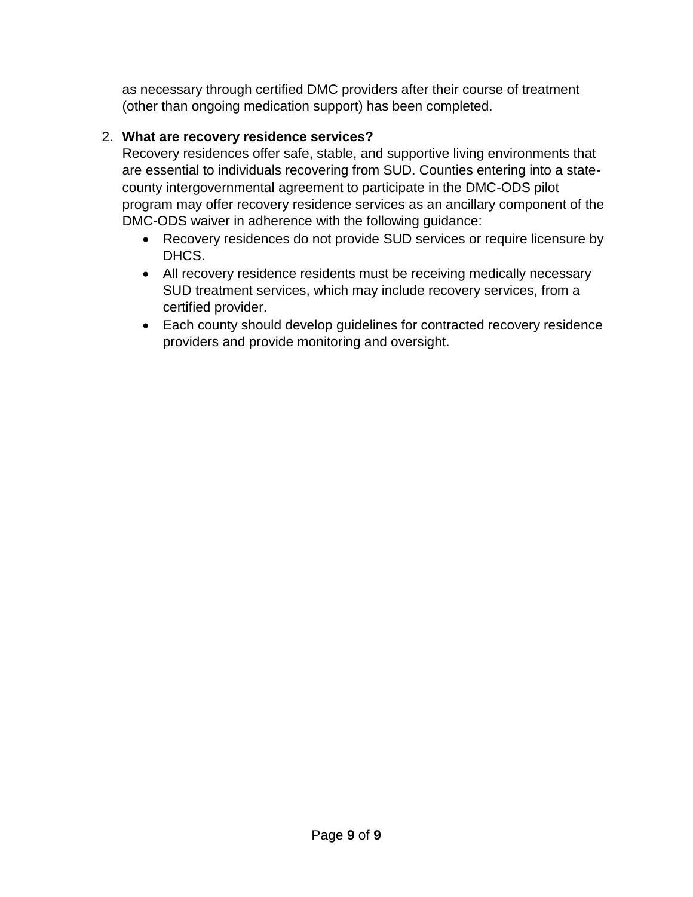as necessary through certified DMC providers after their course of treatment (other than ongoing medication support) has been completed.

2. **What are recovery residence services?**
   Recovery residences offer safe, stable, and supportive living environments that are essential to individuals recovering from SUD. Counties entering into a state-county intergovernmental agreement to participate in the DMC-ODS pilot program may offer recovery residence services as an ancillary component of the DMC-ODS waiver in adherence with the following guidance:
   - Recovery residences do not provide SUD services or require licensure by DHCS.
   - All recovery residence residents must be receiving medically necessary SUD treatment services, which may include recovery services, from a certified provider.
   - Each county should develop guidelines for contracted recovery residence providers and provide monitoring and oversight.